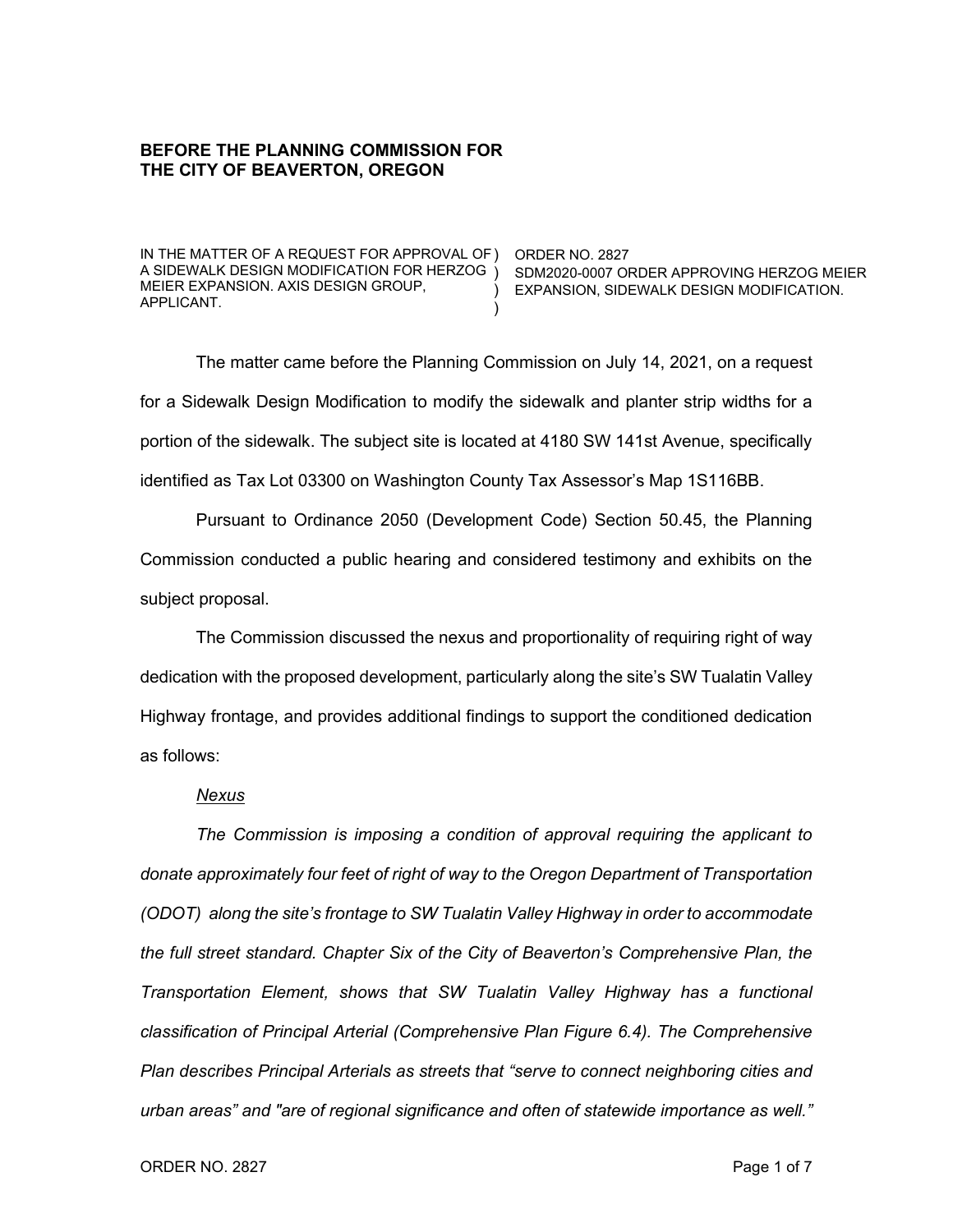**BEFORE THE PLANNING COMMISSION FOR THE CITY OF BEAVERTON, OREGON**

| IN THE MATTER OF A REQUEST FOR APPROVAL OF A SIDEWALK DESIGN MODIFICATION FOR HERZOG MEIER EXPANSION. AXIS DESIGN GROUP, APPLICANT. | ORDER NO. 2827<br>SDM2020-0007 ORDER APPROVING HERZOG MEIER EXPANSION, SIDEWALK DESIGN MODIFICATION. |
|---|---|

The matter came before the Planning Commission on July 14, 2021, on a request for a Sidewalk Design Modification to modify the sidewalk and planter strip widths for a portion of the sidewalk. The subject site is located at 4180 SW 141st Avenue, specifically identified as Tax Lot 03300 on Washington County Tax Assessor's Map 1S116BB.

Pursuant to Ordinance 2050 (Development Code) Section 50.45, the Planning Commission conducted a public hearing and considered testimony and exhibits on the subject proposal.

The Commission discussed the nexus and proportionality of requiring right of way dedication with the proposed development, particularly along the site's SW Tualatin Valley Highway frontage, and provides additional findings to support the conditioned dedication as follows:

*Nexus*

*The Commission is imposing a condition of approval requiring the applicant to donate approximately four feet of right of way to the Oregon Department of Transportation (ODOT) along the site's frontage to SW Tualatin Valley Highway in order to accommodate the full street standard. Chapter Six of the City of Beaverton's Comprehensive Plan, the Transportation Element, shows that SW Tualatin Valley Highway has a functional classification of Principal Arterial (Comprehensive Plan Figure 6.4). The Comprehensive Plan describes Principal Arterials as streets that "serve to connect neighboring cities and urban areas" and "are of regional significance and often of statewide importance as well."*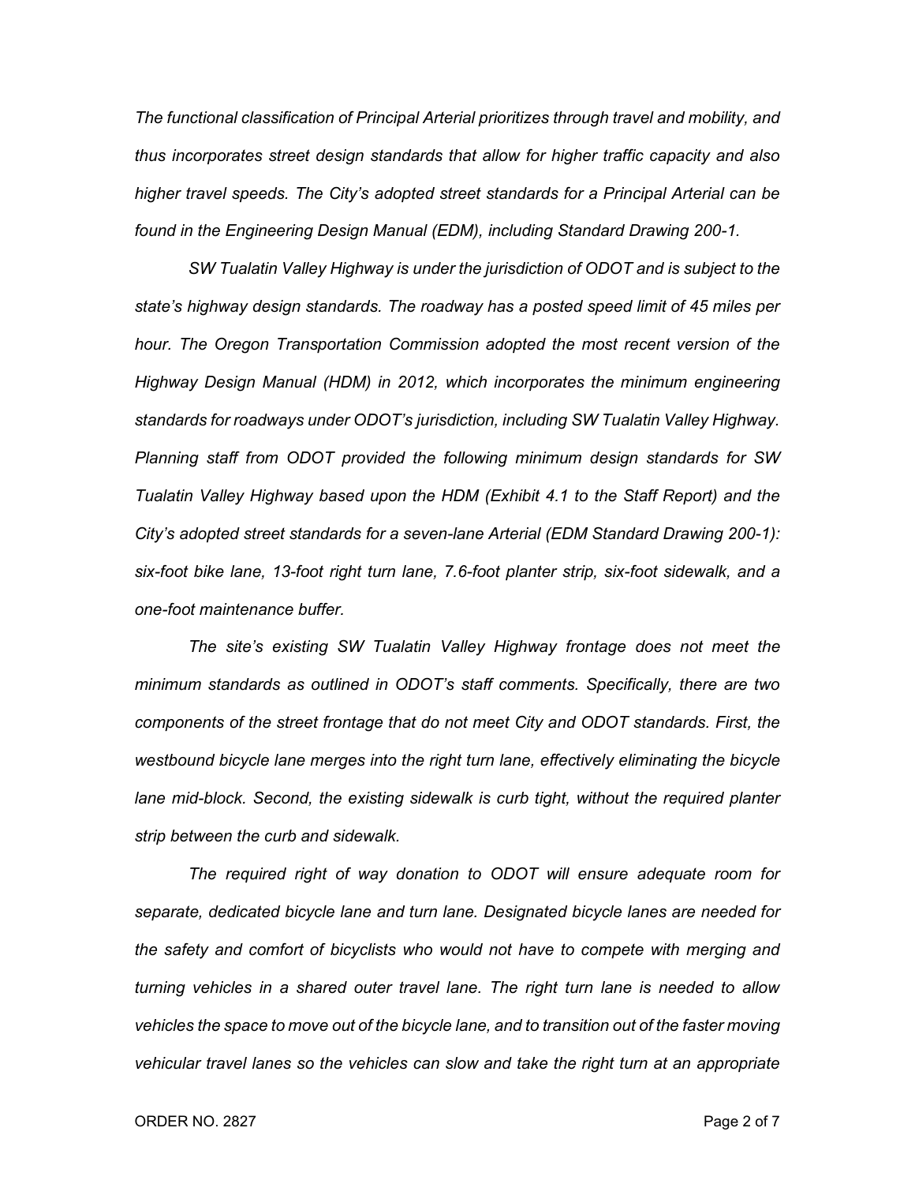*The functional classification of Principal Arterial prioritizes through travel and mobility, and thus incorporates street design standards that allow for higher traffic capacity and also higher travel speeds. The City's adopted street standards for a Principal Arterial can be found in the Engineering Design Manual (EDM), including Standard Drawing 200-1.*

*SW Tualatin Valley Highway is under the jurisdiction of ODOT and is subject to the state's highway design standards. The roadway has a posted speed limit of 45 miles per hour. The Oregon Transportation Commission adopted the most recent version of the Highway Design Manual (HDM) in 2012, which incorporates the minimum engineering standards for roadways under ODOT's jurisdiction, including SW Tualatin Valley Highway. Planning staff from ODOT provided the following minimum design standards for SW Tualatin Valley Highway based upon the HDM (Exhibit 4.1 to the Staff Report) and the City's adopted street standards for a seven-lane Arterial (EDM Standard Drawing 200-1): six-foot bike lane, 13-foot right turn lane, 7.6-foot planter strip, six-foot sidewalk, and a one-foot maintenance buffer.*

*The site's existing SW Tualatin Valley Highway frontage does not meet the minimum standards as outlined in ODOT's staff comments. Specifically, there are two components of the street frontage that do not meet City and ODOT standards. First, the westbound bicycle lane merges into the right turn lane, effectively eliminating the bicycle lane mid-block. Second, the existing sidewalk is curb tight, without the required planter strip between the curb and sidewalk.*

*The required right of way donation to ODOT will ensure adequate room for separate, dedicated bicycle lane and turn lane. Designated bicycle lanes are needed for the safety and comfort of bicyclists who would not have to compete with merging and turning vehicles in a shared outer travel lane. The right turn lane is needed to allow vehicles the space to move out of the bicycle lane, and to transition out of the faster moving vehicular travel lanes so the vehicles can slow and take the right turn at an appropriate*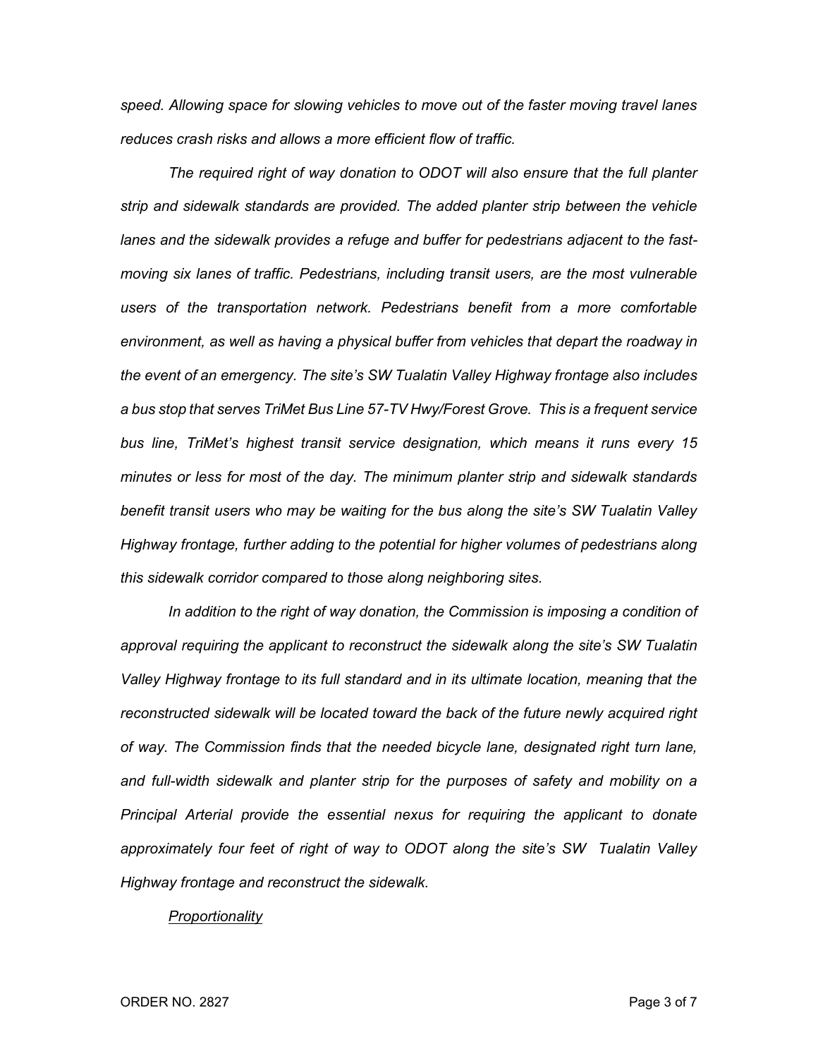*speed. Allowing space for slowing vehicles to move out of the faster moving travel lanes reduces crash risks and allows a more efficient flow of traffic.*

*The required right of way donation to ODOT will also ensure that the full planter strip and sidewalk standards are provided. The added planter strip between the vehicle lanes and the sidewalk provides a refuge and buffer for pedestrians adjacent to the fast-moving six lanes of traffic. Pedestrians, including transit users, are the most vulnerable users of the transportation network. Pedestrians benefit from a more comfortable environment, as well as having a physical buffer from vehicles that depart the roadway in the event of an emergency. The site's SW Tualatin Valley Highway frontage also includes a bus stop that serves TriMet Bus Line 57-TV Hwy/Forest Grove. This is a frequent service bus line, TriMet's highest transit service designation, which means it runs every 15 minutes or less for most of the day. The minimum planter strip and sidewalk standards benefit transit users who may be waiting for the bus along the site's SW Tualatin Valley Highway frontage, further adding to the potential for higher volumes of pedestrians along this sidewalk corridor compared to those along neighboring sites.*

*In addition to the right of way donation, the Commission is imposing a condition of approval requiring the applicant to reconstruct the sidewalk along the site's SW Tualatin Valley Highway frontage to its full standard and in its ultimate location, meaning that the reconstructed sidewalk will be located toward the back of the future newly acquired right of way. The Commission finds that the needed bicycle lane, designated right turn lane, and full-width sidewalk and planter strip for the purposes of safety and mobility on a Principal Arterial provide the essential nexus for requiring the applicant to donate approximately four feet of right of way to ODOT along the site's SW Tualatin Valley Highway frontage and reconstruct the sidewalk.*

*Proportionality*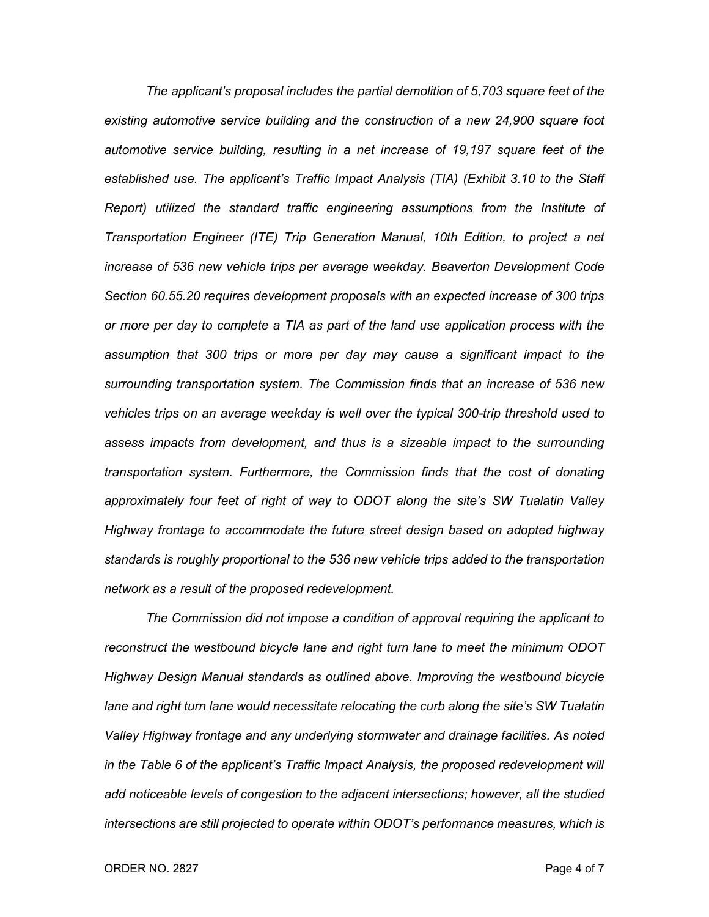*The applicant's proposal includes the partial demolition of 5,703 square feet of the existing automotive service building and the construction of a new 24,900 square foot automotive service building, resulting in a net increase of 19,197 square feet of the established use. The applicant's Traffic Impact Analysis (TIA) (Exhibit 3.10 to the Staff Report) utilized the standard traffic engineering assumptions from the Institute of Transportation Engineer (ITE) Trip Generation Manual, 10th Edition, to project a net increase of 536 new vehicle trips per average weekday. Beaverton Development Code Section 60.55.20 requires development proposals with an expected increase of 300 trips or more per day to complete a TIA as part of the land use application process with the assumption that 300 trips or more per day may cause a significant impact to the surrounding transportation system. The Commission finds that an increase of 536 new vehicles trips on an average weekday is well over the typical 300-trip threshold used to assess impacts from development, and thus is a sizeable impact to the surrounding transportation system. Furthermore, the Commission finds that the cost of donating approximately four feet of right of way to ODOT along the site's SW Tualatin Valley Highway frontage to accommodate the future street design based on adopted highway standards is roughly proportional to the 536 new vehicle trips added to the transportation network as a result of the proposed redevelopment.*

*The Commission did not impose a condition of approval requiring the applicant to reconstruct the westbound bicycle lane and right turn lane to meet the minimum ODOT Highway Design Manual standards as outlined above. Improving the westbound bicycle lane and right turn lane would necessitate relocating the curb along the site's SW Tualatin Valley Highway frontage and any underlying stormwater and drainage facilities. As noted in the Table 6 of the applicant's Traffic Impact Analysis, the proposed redevelopment will add noticeable levels of congestion to the adjacent intersections; however, all the studied intersections are still projected to operate within ODOT's performance measures, which is*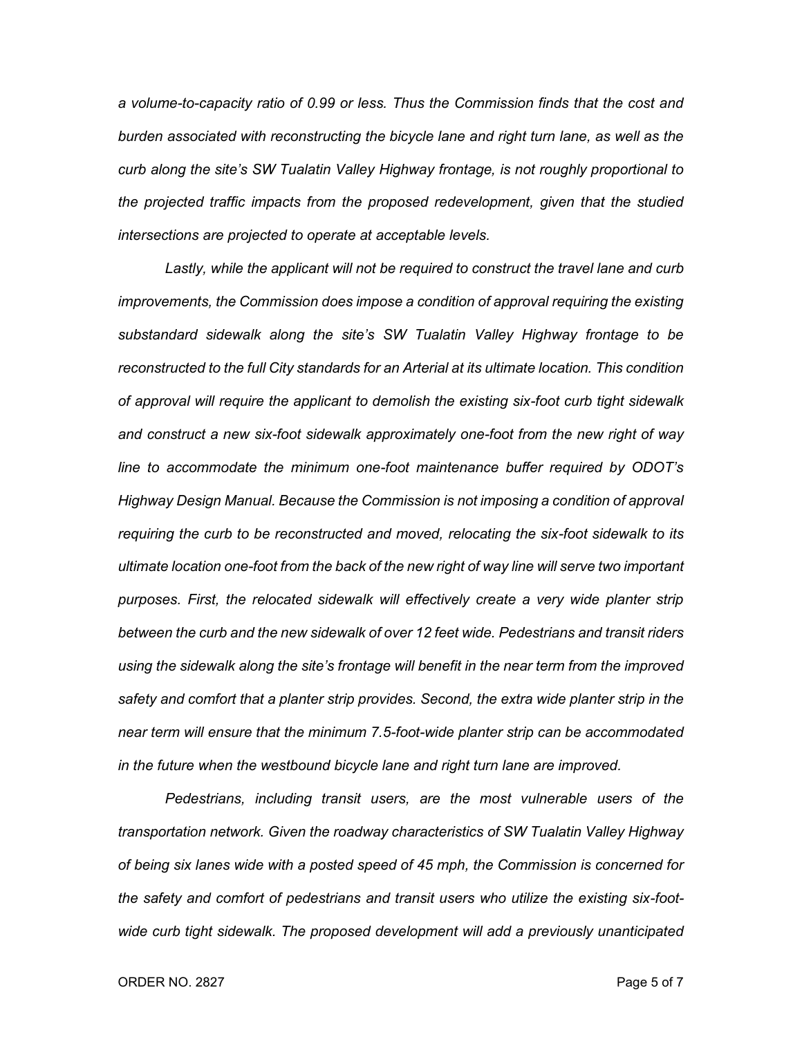*a volume-to-capacity ratio of 0.99 or less. Thus the Commission finds that the cost and burden associated with reconstructing the bicycle lane and right turn lane, as well as the curb along the site's SW Tualatin Valley Highway frontage, is not roughly proportional to the projected traffic impacts from the proposed redevelopment, given that the studied intersections are projected to operate at acceptable levels.*

*Lastly, while the applicant will not be required to construct the travel lane and curb improvements, the Commission does impose a condition of approval requiring the existing substandard sidewalk along the site's SW Tualatin Valley Highway frontage to be reconstructed to the full City standards for an Arterial at its ultimate location. This condition of approval will require the applicant to demolish the existing six-foot curb tight sidewalk and construct a new six-foot sidewalk approximately one-foot from the new right of way line to accommodate the minimum one-foot maintenance buffer required by ODOT's Highway Design Manual. Because the Commission is not imposing a condition of approval requiring the curb to be reconstructed and moved, relocating the six-foot sidewalk to its ultimate location one-foot from the back of the new right of way line will serve two important purposes. First, the relocated sidewalk will effectively create a very wide planter strip between the curb and the new sidewalk of over 12 feet wide. Pedestrians and transit riders using the sidewalk along the site's frontage will benefit in the near term from the improved safety and comfort that a planter strip provides. Second, the extra wide planter strip in the near term will ensure that the minimum 7.5-foot-wide planter strip can be accommodated in the future when the westbound bicycle lane and right turn lane are improved.*

*Pedestrians, including transit users, are the most vulnerable users of the transportation network. Given the roadway characteristics of SW Tualatin Valley Highway of being six lanes wide with a posted speed of 45 mph, the Commission is concerned for the safety and comfort of pedestrians and transit users who utilize the existing six-foot-wide curb tight sidewalk. The proposed development will add a previously unanticipated*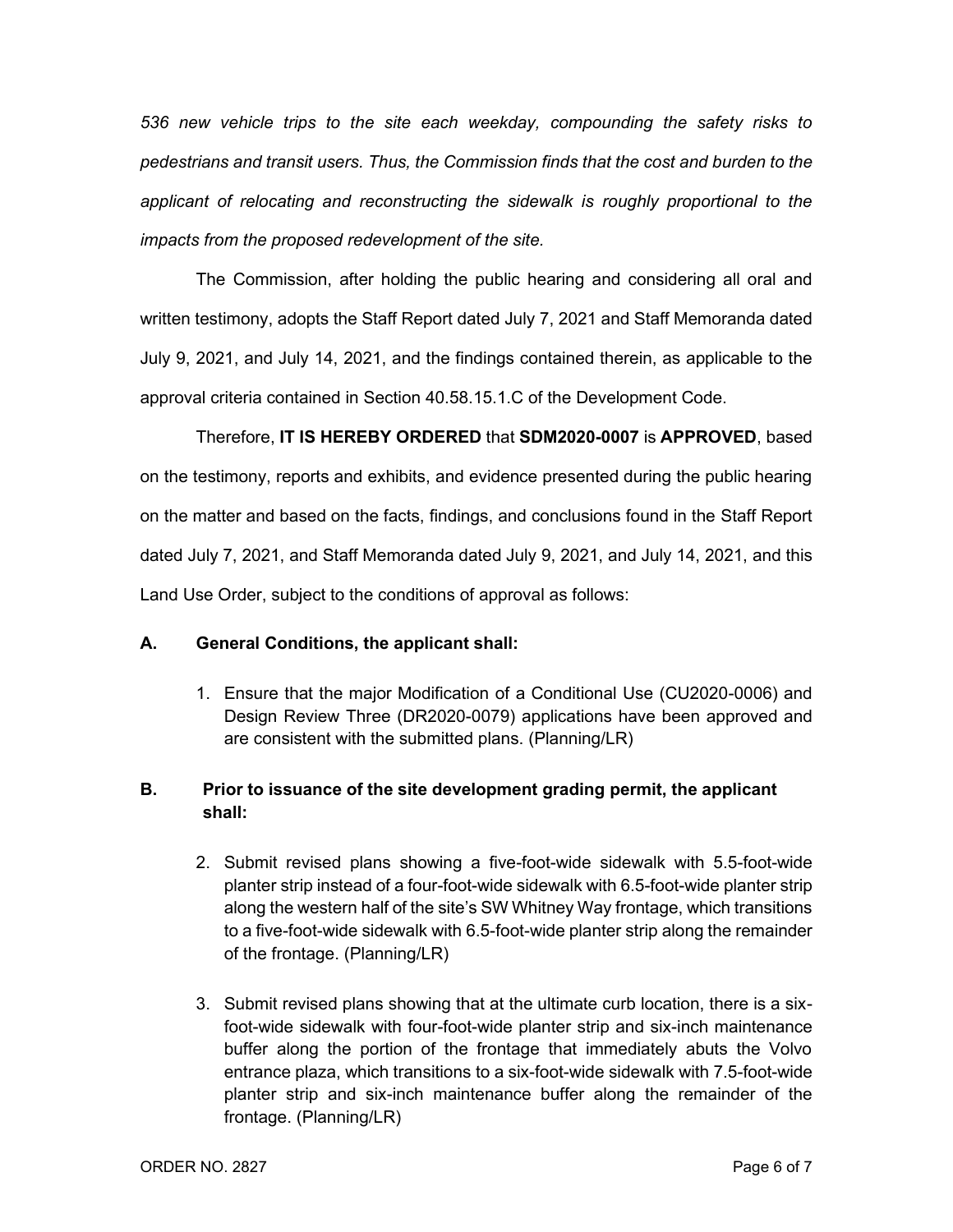*536 new vehicle trips to the site each weekday, compounding the safety risks to pedestrians and transit users. Thus, the Commission finds that the cost and burden to the applicant of relocating and reconstructing the sidewalk is roughly proportional to the impacts from the proposed redevelopment of the site.*

The Commission, after holding the public hearing and considering all oral and written testimony, adopts the Staff Report dated July 7, 2021 and Staff Memoranda dated July 9, 2021, and July 14, 2021, and the findings contained therein, as applicable to the approval criteria contained in Section 40.58.15.1.C of the Development Code.

Therefore, **IT IS HEREBY ORDERED** that **SDM2020-0007** is **APPROVED**, based on the testimony, reports and exhibits, and evidence presented during the public hearing on the matter and based on the facts, findings, and conclusions found in the Staff Report dated July 7, 2021, and Staff Memoranda dated July 9, 2021, and July 14, 2021, and this Land Use Order, subject to the conditions of approval as follows:

**A. General Conditions, the applicant shall:**

1. Ensure that the major Modification of a Conditional Use (CU2020-0006) and Design Review Three (DR2020-0079) applications have been approved and are consistent with the submitted plans. (Planning/LR)

**B. Prior to issuance of the site development grading permit, the applicant shall:**

2. Submit revised plans showing a five-foot-wide sidewalk with 5.5-foot-wide planter strip instead of a four-foot-wide sidewalk with 6.5-foot-wide planter strip along the western half of the site's SW Whitney Way frontage, which transitions to a five-foot-wide sidewalk with 6.5-foot-wide planter strip along the remainder of the frontage. (Planning/LR)

3. Submit revised plans showing that at the ultimate curb location, there is a six-foot-wide sidewalk with four-foot-wide planter strip and six-inch maintenance buffer along the portion of the frontage that immediately abuts the Volvo entrance plaza, which transitions to a six-foot-wide sidewalk with 7.5-foot-wide planter strip and six-inch maintenance buffer along the remainder of the frontage. (Planning/LR)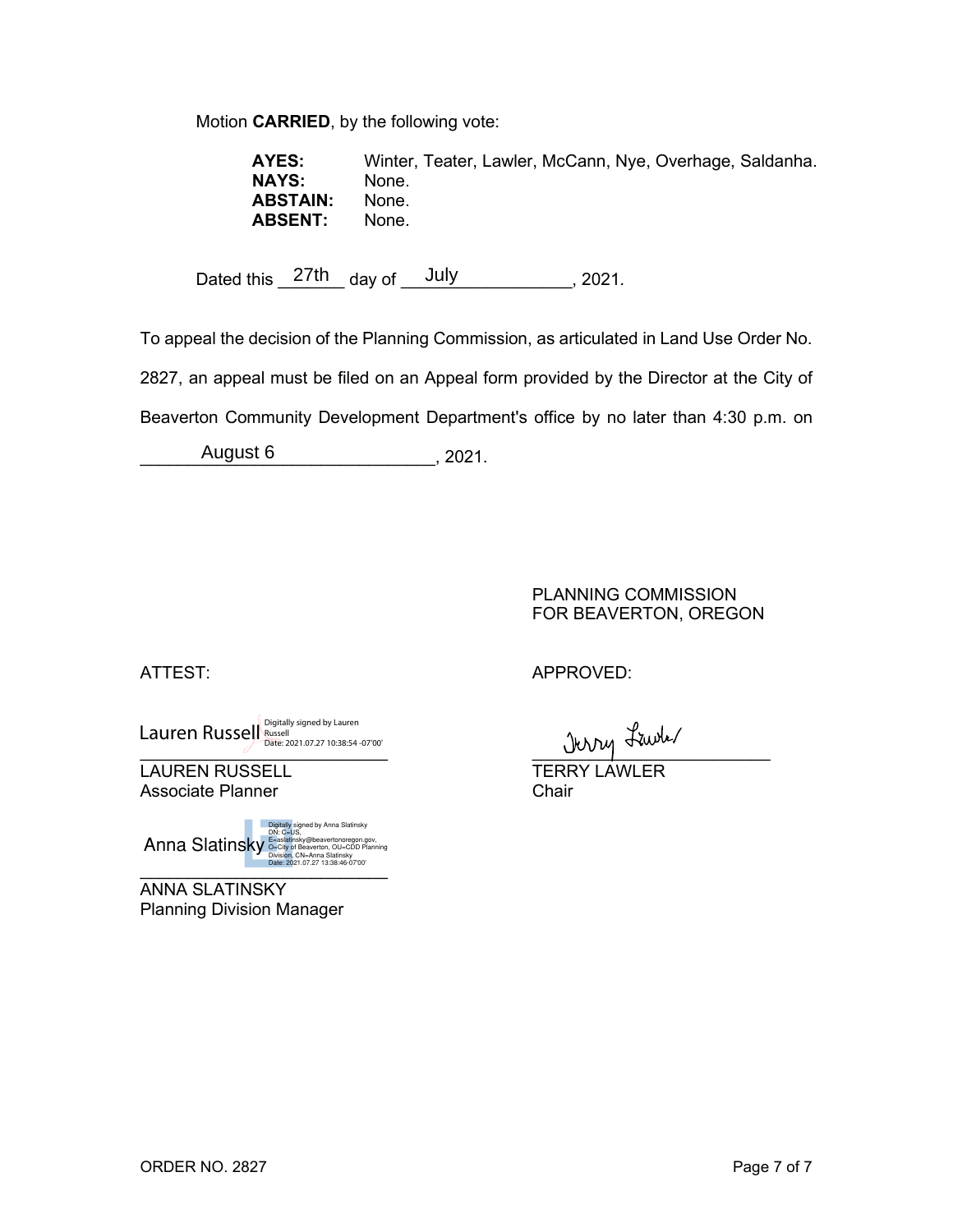Motion **CARRIED**, by the following vote:

| | |
|---|---|
| **AYES:** | Winter, Teater, Lawler, McCann, Nye, Overhage, Saldanha. |
| **NAYS:** | None. |
| **ABSTAIN:** | None. |
| **ABSENT:** | None. |

Dated this 27th day of July, 2021.

To appeal the decision of the Planning Commission, as articulated in Land Use Order No. 2827, an appeal must be filed on an Appeal form provided by the Director at the City of Beaverton Community Development Department's office by no later than 4:30 p.m. on August 6, 2021.

PLANNING COMMISSION
FOR BEAVERTON, OREGON

ATTEST:

Lauren Russell
Digitally signed by Lauren Russell
Date: 2021.07.27 10:38:54 -07'00'

LAUREN RUSSELL
Associate Planner

Anna Slatinsky
Digitally signed by Anna Slatinsky
DN: C=US, E=aslatinsky@beavertonoregon.gov, O=City of Beaverton, OU=CDD Planning Division, CN=Anna Slatinsky
Date: 2021.07.27 13:38:46-07'00'

ANNA SLATINSKY
Planning Division Manager

APPROVED:

Terry Lawler

TERRY LAWLER
Chair